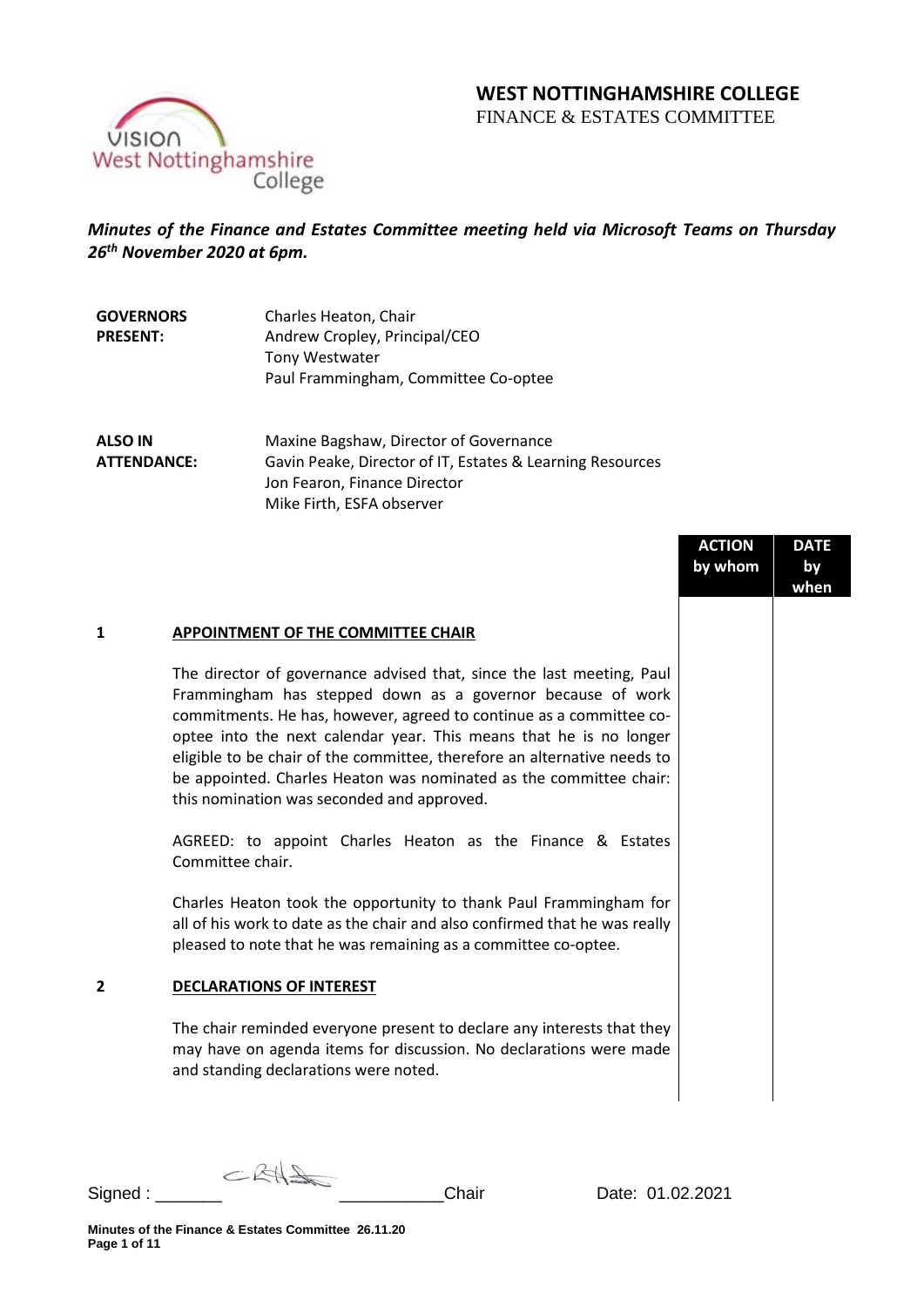# WEST NOTTINGHAMSHIRE COLLEGE

FINANCE & ESTATES COMMITTEE

***Minutes of the Finance and Estates Committee meeting held via Microsoft Teams on Thursday 26th November 2020 at 6pm.***

| | |
|---|---|
| **GOVERNORS PRESENT:** | Charles Heaton, Chair<br>Andrew Cropley, Principal/CEO<br>Tony Westwater<br>Paul Frammingham, Committee Co-optee |
| **ALSO IN ATTENDANCE:** | Maxine Bagshaw, Director of Governance<br>Gavin Peake, Director of IT, Estates & Learning Resources<br>Jon Fearon, Finance Director<br>Mike Firth, ESFA observer |

| | | ACTION by whom | DATE by when |
|---|---|---|---|
| **1** | **APPOINTMENT OF THE COMMITTEE CHAIR** | | |
| | The director of governance advised that, since the last meeting, Paul Frammingham has stepped down as a governor because of work commitments. He has, however, agreed to continue as a committee co-optee into the next calendar year. This means that he is no longer eligible to be chair of the committee, therefore an alternative needs to be appointed. Charles Heaton was nominated as the committee chair: this nomination was seconded and approved. | | |
| | AGREED: to appoint Charles Heaton as the Finance & Estates Committee chair. | | |
| | Charles Heaton took the opportunity to thank Paul Frammingham for all of his work to date as the chair and also confirmed that he was really pleased to note that he was remaining as a committee co-optee. | | |
| **2** | **DECLARATIONS OF INTEREST** | | |
| | The chair reminded everyone present to declare any interests that they may have on agenda items for discussion. No declarations were made and standing declarations were noted. | | |

Signed : _______ _______ Chair Date: 01.02.2021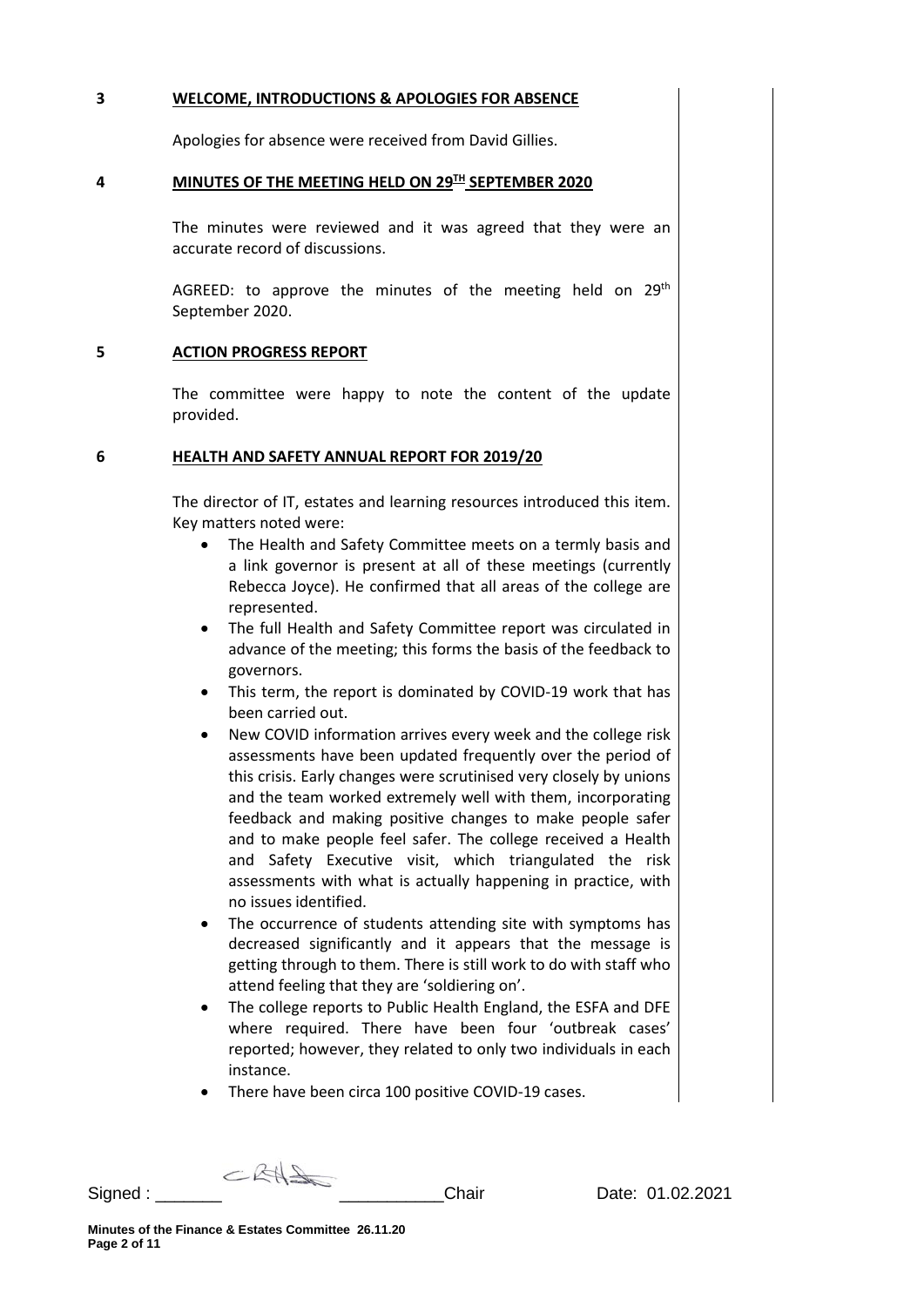## 3 WELCOME, INTRODUCTIONS & APOLOGIES FOR ABSENCE

Apologies for absence were received from David Gillies.

## 4 MINUTES OF THE MEETING HELD ON 29TH SEPTEMBER 2020

The minutes were reviewed and it was agreed that they were an accurate record of discussions.

AGREED: to approve the minutes of the meeting held on 29th September 2020.

## 5 ACTION PROGRESS REPORT

The committee were happy to note the content of the update provided.

## 6 HEALTH AND SAFETY ANNUAL REPORT FOR 2019/20

The director of IT, estates and learning resources introduced this item. Key matters noted were:

- The Health and Safety Committee meets on a termly basis and a link governor is present at all of these meetings (currently Rebecca Joyce). He confirmed that all areas of the college are represented.
- The full Health and Safety Committee report was circulated in advance of the meeting; this forms the basis of the feedback to governors.
- This term, the report is dominated by COVID-19 work that has been carried out.
- New COVID information arrives every week and the college risk assessments have been updated frequently over the period of this crisis. Early changes were scrutinised very closely by unions and the team worked extremely well with them, incorporating feedback and making positive changes to make people safer and to make people feel safer. The college received a Health and Safety Executive visit, which triangulated the risk assessments with what is actually happening in practice, with no issues identified.
- The occurrence of students attending site with symptoms has decreased significantly and it appears that the message is getting through to them. There is still work to do with staff who attend feeling that they are 'soldiering on'.
- The college reports to Public Health England, the ESFA and DFE where required. There have been four 'outbreak cases' reported; however, they related to only two individuals in each instance.
- There have been circa 100 positive COVID-19 cases.

Signed : _______ ___________Chair Date: 01.02.2021

**Minutes of the Finance & Estates Committee 26.11.20**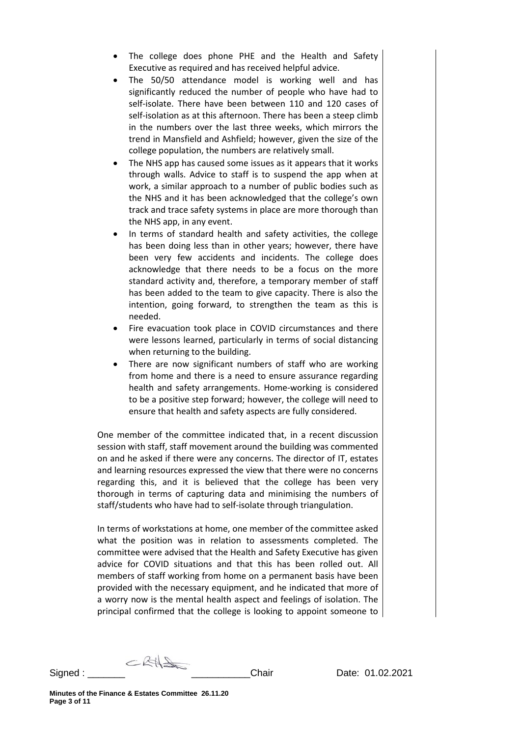- The college does phone PHE and the Health and Safety Executive as required and has received helpful advice.
- The 50/50 attendance model is working well and has significantly reduced the number of people who have had to self-isolate. There have been between 110 and 120 cases of self-isolation as at this afternoon. There has been a steep climb in the numbers over the last three weeks, which mirrors the trend in Mansfield and Ashfield; however, given the size of the college population, the numbers are relatively small.
- The NHS app has caused some issues as it appears that it works through walls. Advice to staff is to suspend the app when at work, a similar approach to a number of public bodies such as the NHS and it has been acknowledged that the college's own track and trace safety systems in place are more thorough than the NHS app, in any event.
- In terms of standard health and safety activities, the college has been doing less than in other years; however, there have been very few accidents and incidents. The college does acknowledge that there needs to be a focus on the more standard activity and, therefore, a temporary member of staff has been added to the team to give capacity. There is also the intention, going forward, to strengthen the team as this is needed.
- Fire evacuation took place in COVID circumstances and there were lessons learned, particularly in terms of social distancing when returning to the building.
- There are now significant numbers of staff who are working from home and there is a need to ensure assurance regarding health and safety arrangements. Home-working is considered to be a positive step forward; however, the college will need to ensure that health and safety aspects are fully considered.

One member of the committee indicated that, in a recent discussion session with staff, staff movement around the building was commented on and he asked if there were any concerns. The director of IT, estates and learning resources expressed the view that there were no concerns regarding this, and it is believed that the college has been very thorough in terms of capturing data and minimising the numbers of staff/students who have had to self-isolate through triangulation.

In terms of workstations at home, one member of the committee asked what the position was in relation to assessments completed. The committee were advised that the Health and Safety Executive has given advice for COVID situations and that this has been rolled out. All members of staff working from home on a permanent basis have been provided with the necessary equipment, and he indicated that more of a worry now is the mental health aspect and feelings of isolation. The principal confirmed that the college is looking to appoint someone to

Signed : _______ ___________Chair Date: 01.02.2021

**Minutes of the Finance & Estates Committee 26.11.20**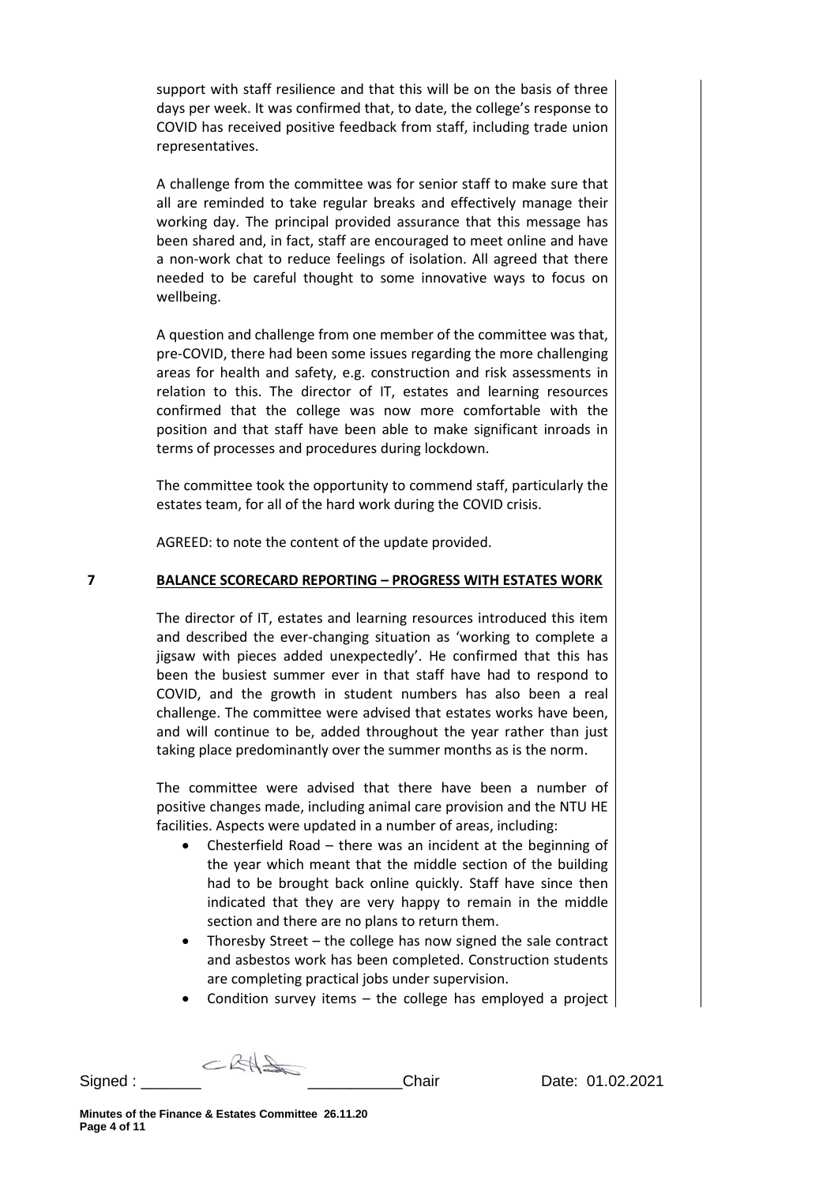support with staff resilience and that this will be on the basis of three days per week. It was confirmed that, to date, the college's response to COVID has received positive feedback from staff, including trade union representatives.

A challenge from the committee was for senior staff to make sure that all are reminded to take regular breaks and effectively manage their working day. The principal provided assurance that this message has been shared and, in fact, staff are encouraged to meet online and have a non-work chat to reduce feelings of isolation. All agreed that there needed to be careful thought to some innovative ways to focus on wellbeing.

A question and challenge from one member of the committee was that, pre-COVID, there had been some issues regarding the more challenging areas for health and safety, e.g. construction and risk assessments in relation to this. The director of IT, estates and learning resources confirmed that the college was now more comfortable with the position and that staff have been able to make significant inroads in terms of processes and procedures during lockdown.

The committee took the opportunity to commend staff, particularly the estates team, for all of the hard work during the COVID crisis.

AGREED: to note the content of the update provided.

## 7 BALANCE SCORECARD REPORTING – PROGRESS WITH ESTATES WORK

The director of IT, estates and learning resources introduced this item and described the ever-changing situation as 'working to complete a jigsaw with pieces added unexpectedly'. He confirmed that this has been the busiest summer ever in that staff have had to respond to COVID, and the growth in student numbers has also been a real challenge. The committee were advised that estates works have been, and will continue to be, added throughout the year rather than just taking place predominantly over the summer months as is the norm.

The committee were advised that there have been a number of positive changes made, including animal care provision and the NTU HE facilities. Aspects were updated in a number of areas, including:

- Chesterfield Road – there was an incident at the beginning of the year which meant that the middle section of the building had to be brought back online quickly. Staff have since then indicated that they are very happy to remain in the middle section and there are no plans to return them.
- Thoresby Street – the college has now signed the sale contract and asbestos work has been completed. Construction students are completing practical jobs under supervision.
- Condition survey items – the college has employed a project

Signed : _______ ___________Chair Date: 01.02.2021

**Minutes of the Finance & Estates Committee 26.11.20**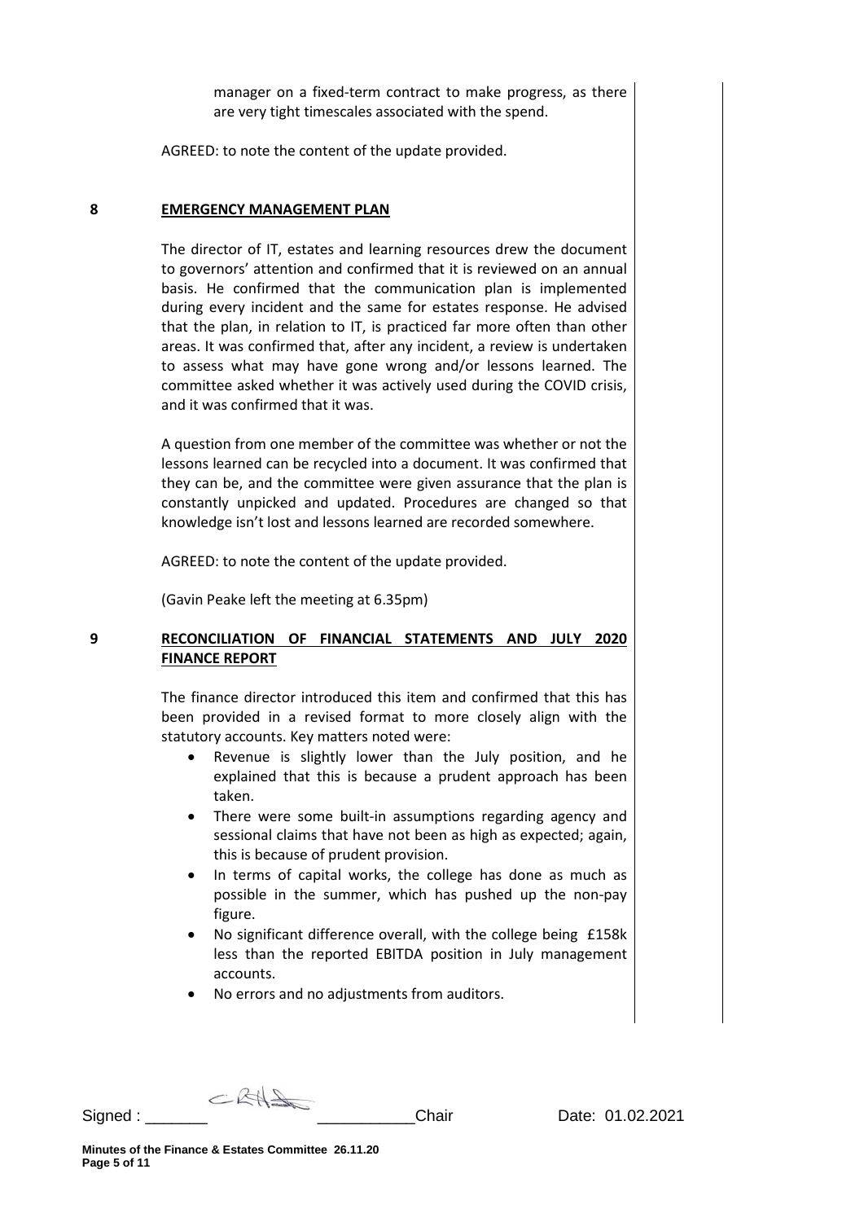manager on a fixed-term contract to make progress, as there are very tight timescales associated with the spend.

AGREED: to note the content of the update provided.

## 8 EMERGENCY MANAGEMENT PLAN

The director of IT, estates and learning resources drew the document to governors' attention and confirmed that it is reviewed on an annual basis. He confirmed that the communication plan is implemented during every incident and the same for estates response. He advised that the plan, in relation to IT, is practiced far more often than other areas. It was confirmed that, after any incident, a review is undertaken to assess what may have gone wrong and/or lessons learned. The committee asked whether it was actively used during the COVID crisis, and it was confirmed that it was.

A question from one member of the committee was whether or not the lessons learned can be recycled into a document. It was confirmed that they can be, and the committee were given assurance that the plan is constantly unpicked and updated. Procedures are changed so that knowledge isn't lost and lessons learned are recorded somewhere.

AGREED: to note the content of the update provided.

(Gavin Peake left the meeting at 6.35pm)

## 9 RECONCILIATION OF FINANCIAL STATEMENTS AND JULY 2020 FINANCE REPORT

The finance director introduced this item and confirmed that this has been provided in a revised format to more closely align with the statutory accounts. Key matters noted were:

- Revenue is slightly lower than the July position, and he explained that this is because a prudent approach has been taken.
- There were some built-in assumptions regarding agency and sessional claims that have not been as high as expected; again, this is because of prudent provision.
- In terms of capital works, the college has done as much as possible in the summer, which has pushed up the non-pay figure.
- No significant difference overall, with the college being £158k less than the reported EBITDA position in July management accounts.
- No errors and no adjustments from auditors.

Signed : _______ ___________Chair Date: 01.02.2021

**Minutes of the Finance & Estates Committee 26.11.20**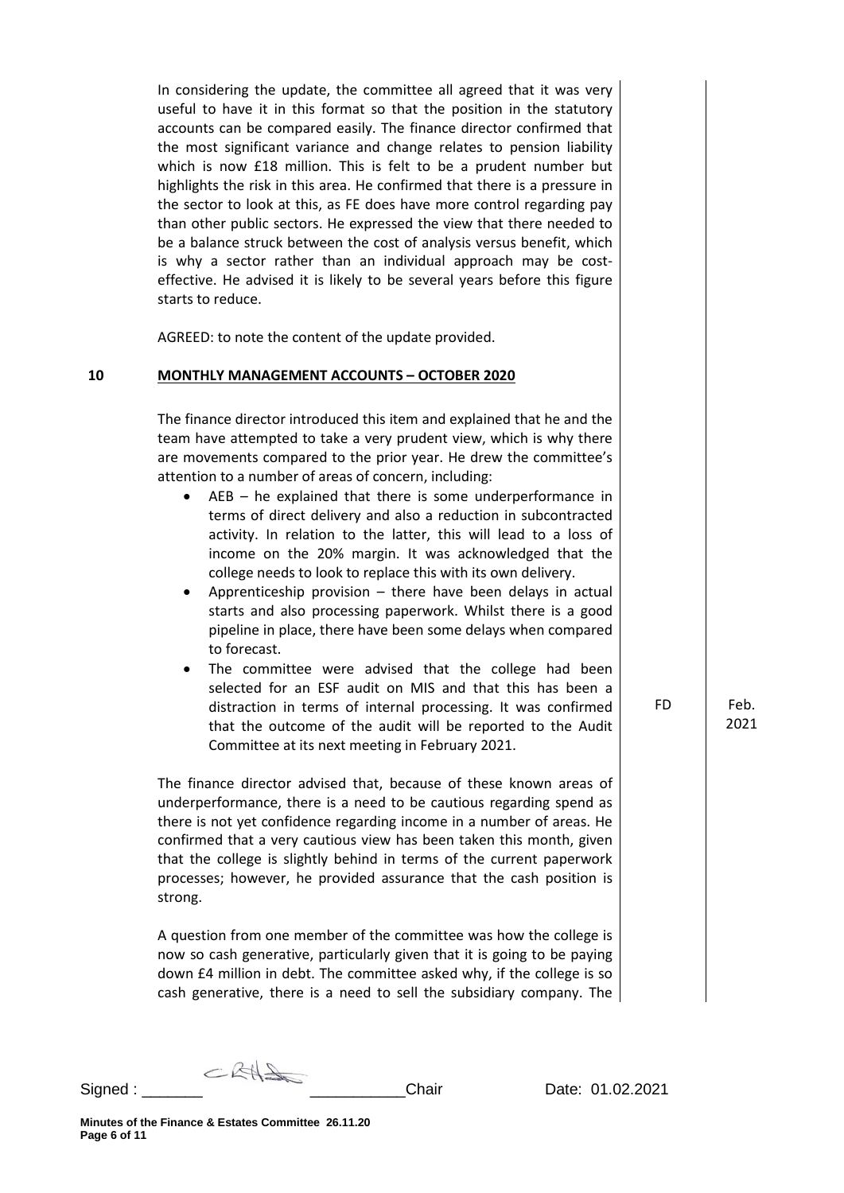In considering the update, the committee all agreed that it was very useful to have it in this format so that the position in the statutory accounts can be compared easily. The finance director confirmed that the most significant variance and change relates to pension liability which is now £18 million. This is felt to be a prudent number but highlights the risk in this area. He confirmed that there is a pressure in the sector to look at this, as FE does have more control regarding pay than other public sectors. He expressed the view that there needed to be a balance struck between the cost of analysis versus benefit, which is why a sector rather than an individual approach may be cost-effective. He advised it is likely to be several years before this figure starts to reduce.

AGREED: to note the content of the update provided.

## 10 MONTHLY MANAGEMENT ACCOUNTS – OCTOBER 2020

The finance director introduced this item and explained that he and the team have attempted to take a very prudent view, which is why there are movements compared to the prior year. He drew the committee's attention to a number of areas of concern, including:

- AEB – he explained that there is some underperformance in terms of direct delivery and also a reduction in subcontracted activity. In relation to the latter, this will lead to a loss of income on the 20% margin. It was acknowledged that the college needs to look to replace this with its own delivery.
- Apprenticeship provision – there have been delays in actual starts and also processing paperwork. Whilst there is a good pipeline in place, there have been some delays when compared to forecast.
- The committee were advised that the college had been selected for an ESF audit on MIS and that this has been a distraction in terms of internal processing. It was confirmed that the outcome of the audit will be reported to the Audit Committee at its next meeting in February 2021. — FD — Feb. 2021

The finance director advised that, because of these known areas of underperformance, there is a need to be cautious regarding spend as there is not yet confidence regarding income in a number of areas. He confirmed that a very cautious view has been taken this month, given that the college is slightly behind in terms of the current paperwork processes; however, he provided assurance that the cash position is strong.

A question from one member of the committee was how the college is now so cash generative, particularly given that it is going to be paying down £4 million in debt. The committee asked why, if the college is so cash generative, there is a need to sell the subsidiary company. The

Signed : _______ ___________Chair Date: 01.02.2021

**Minutes of the Finance & Estates Committee 26.11.20**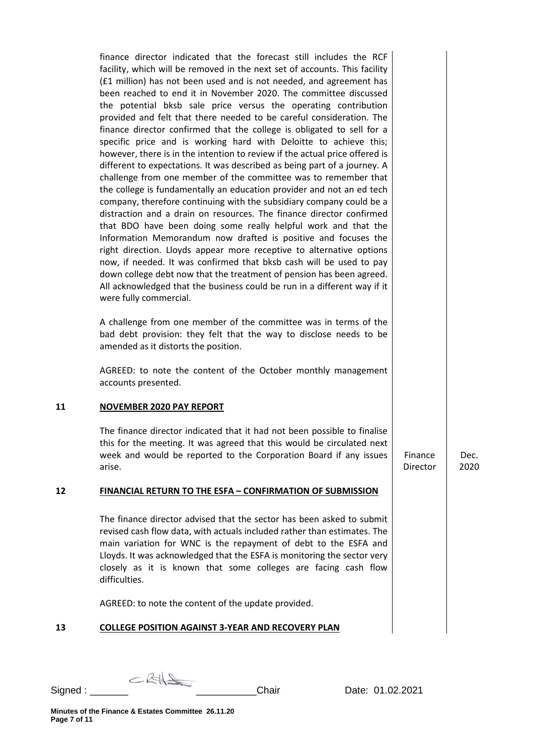finance director indicated that the forecast still includes the RCF facility, which will be removed in the next set of accounts. This facility (£1 million) has not been used and is not needed, and agreement has been reached to end it in November 2020. The committee discussed the potential bksb sale price versus the operating contribution provided and felt that there needed to be careful consideration. The finance director confirmed that the college is obligated to sell for a specific price and is working hard with Deloitte to achieve this; however, there is in the intention to review if the actual price offered is different to expectations. It was described as being part of a journey. A challenge from one member of the committee was to remember that the college is fundamentally an education provider and not an ed tech company, therefore continuing with the subsidiary company could be a distraction and a drain on resources. The finance director confirmed that BDO have been doing some really helpful work and that the Information Memorandum now drafted is positive and focuses the right direction. Lloyds appear more receptive to alternative options now, if needed. It was confirmed that bksb cash will be used to pay down college debt now that the treatment of pension has been agreed. All acknowledged that the business could be run in a different way if it were fully commercial.

A challenge from one member of the committee was in terms of the bad debt provision: they felt that the way to disclose needs to be amended as it distorts the position.

AGREED: to note the content of the October monthly management accounts presented.

## 11 NOVEMBER 2020 PAY REPORT

The finance director indicated that it had not been possible to finalise this for the meeting. It was agreed that this would be circulated next week and would be reported to the Corporation Board if any issues arise. — Finance Director — Dec. 2020

## 12 FINANCIAL RETURN TO THE ESFA – CONFIRMATION OF SUBMISSION

The finance director advised that the sector has been asked to submit revised cash flow data, with actuals included rather than estimates. The main variation for WNC is the repayment of debt to the ESFA and Lloyds. It was acknowledged that the ESFA is monitoring the sector very closely as it is known that some colleges are facing cash flow difficulties.

AGREED: to note the content of the update provided.

## 13 COLLEGE POSITION AGAINST 3-YEAR AND RECOVERY PLAN

Signed : _______ ___________Chair Date: 01.02.2021

Minutes of the Finance & Estates Committee 26.11.20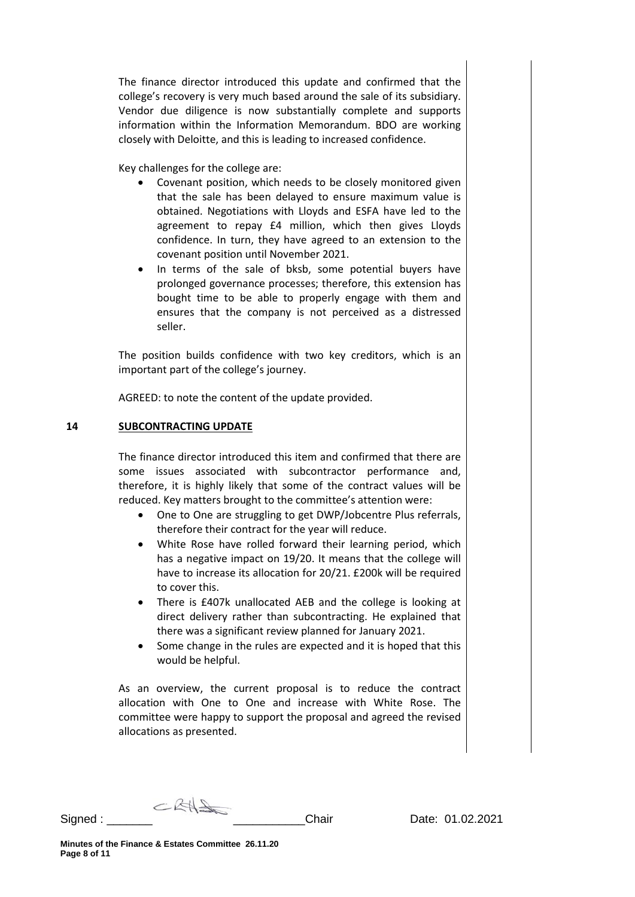The finance director introduced this update and confirmed that the college's recovery is very much based around the sale of its subsidiary. Vendor due diligence is now substantially complete and supports information within the Information Memorandum. BDO are working closely with Deloitte, and this is leading to increased confidence.

Key challenges for the college are:

- Covenant position, which needs to be closely monitored given that the sale has been delayed to ensure maximum value is obtained. Negotiations with Lloyds and ESFA have led to the agreement to repay £4 million, which then gives Lloyds confidence. In turn, they have agreed to an extension to the covenant position until November 2021.
- In terms of the sale of bksb, some potential buyers have prolonged governance processes; therefore, this extension has bought time to be able to properly engage with them and ensures that the company is not perceived as a distressed seller.

The position builds confidence with two key creditors, which is an important part of the college's journey.

AGREED: to note the content of the update provided.

## 14 SUBCONTRACTING UPDATE

The finance director introduced this item and confirmed that there are some issues associated with subcontractor performance and, therefore, it is highly likely that some of the contract values will be reduced. Key matters brought to the committee's attention were:

- One to One are struggling to get DWP/Jobcentre Plus referrals, therefore their contract for the year will reduce.
- White Rose have rolled forward their learning period, which has a negative impact on 19/20. It means that the college will have to increase its allocation for 20/21. £200k will be required to cover this.
- There is £407k unallocated AEB and the college is looking at direct delivery rather than subcontracting. He explained that there was a significant review planned for January 2021.
- Some change in the rules are expected and it is hoped that this would be helpful.

As an overview, the current proposal is to reduce the contract allocation with One to One and increase with White Rose. The committee were happy to support the proposal and agreed the revised allocations as presented.

Signed : _______ ___________Chair Date: 01.02.2021

**Minutes of the Finance & Estates Committee 26.11.20**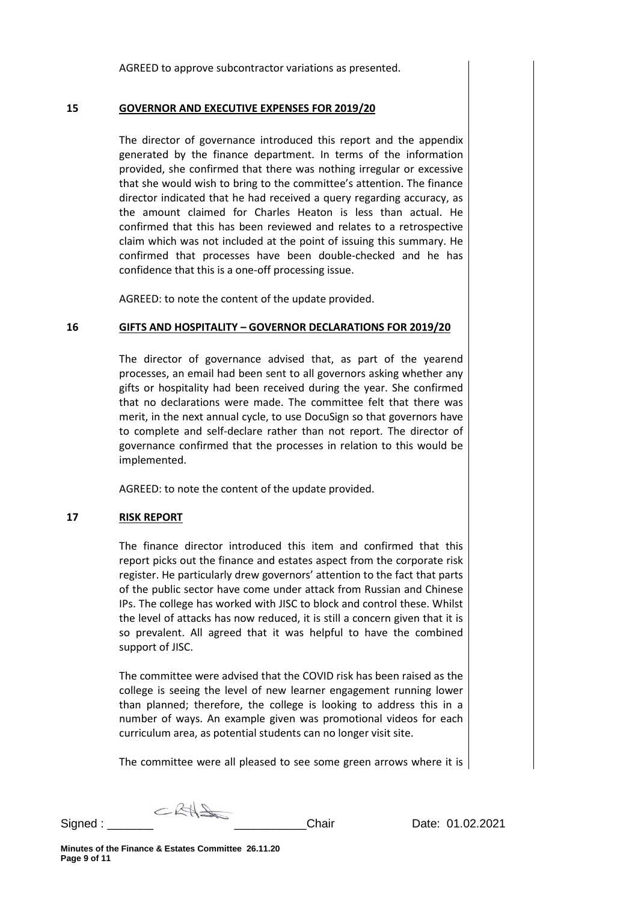AGREED to approve subcontractor variations as presented.

## 15 GOVERNOR AND EXECUTIVE EXPENSES FOR 2019/20

The director of governance introduced this report and the appendix generated by the finance department. In terms of the information provided, she confirmed that there was nothing irregular or excessive that she would wish to bring to the committee's attention. The finance director indicated that he had received a query regarding accuracy, as the amount claimed for Charles Heaton is less than actual. He confirmed that this has been reviewed and relates to a retrospective claim which was not included at the point of issuing this summary. He confirmed that processes have been double-checked and he has confidence that this is a one-off processing issue.

AGREED: to note the content of the update provided.

## 16 GIFTS AND HOSPITALITY – GOVERNOR DECLARATIONS FOR 2019/20

The director of governance advised that, as part of the yearend processes, an email had been sent to all governors asking whether any gifts or hospitality had been received during the year. She confirmed that no declarations were made. The committee felt that there was merit, in the next annual cycle, to use DocuSign so that governors have to complete and self-declare rather than not report. The director of governance confirmed that the processes in relation to this would be implemented.

AGREED: to note the content of the update provided.

## 17 RISK REPORT

The finance director introduced this item and confirmed that this report picks out the finance and estates aspect from the corporate risk register. He particularly drew governors' attention to the fact that parts of the public sector have come under attack from Russian and Chinese IPs. The college has worked with JISC to block and control these. Whilst the level of attacks has now reduced, it is still a concern given that it is so prevalent. All agreed that it was helpful to have the combined support of JISC.

The committee were advised that the COVID risk has been raised as the college is seeing the level of new learner engagement running lower than planned; therefore, the college is looking to address this in a number of ways. An example given was promotional videos for each curriculum area, as potential students can no longer visit site.

The committee were all pleased to see some green arrows where it is

Signed : _______ _________ Chair Date: 01.02.2021

Minutes of the Finance & Estates Committee 26.11.20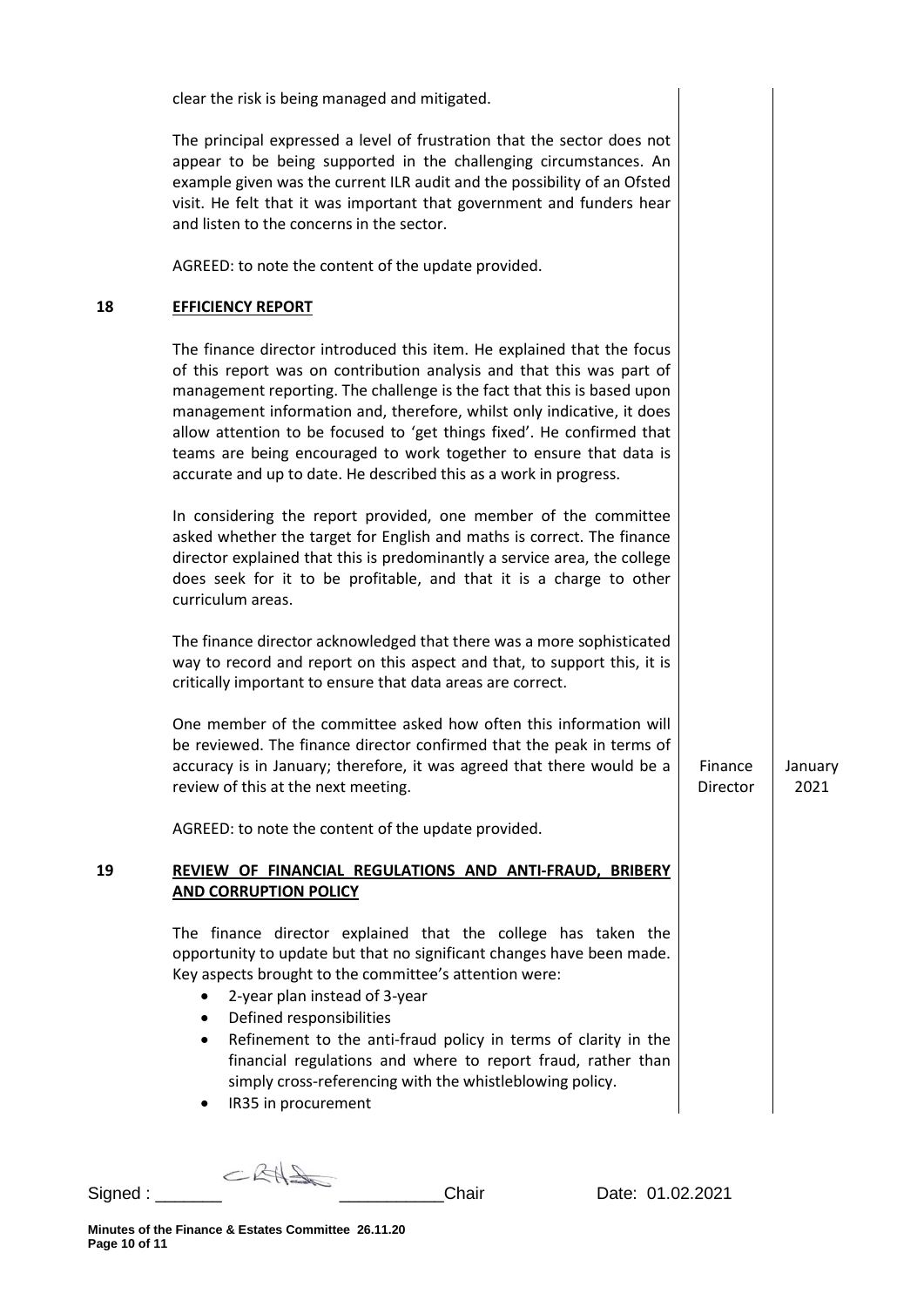clear the risk is being managed and mitigated.

The principal expressed a level of frustration that the sector does not appear to be being supported in the challenging circumstances. An example given was the current ILR audit and the possibility of an Ofsted visit. He felt that it was important that government and funders hear and listen to the concerns in the sector.

AGREED: to note the content of the update provided.

## 18 EFFICIENCY REPORT

The finance director introduced this item. He explained that the focus of this report was on contribution analysis and that this was part of management reporting. The challenge is the fact that this is based upon management information and, therefore, whilst only indicative, it does allow attention to be focused to 'get things fixed'. He confirmed that teams are being encouraged to work together to ensure that data is accurate and up to date. He described this as a work in progress.

In considering the report provided, one member of the committee asked whether the target for English and maths is correct. The finance director explained that this is predominantly a service area, the college does seek for it to be profitable, and that it is a charge to other curriculum areas.

The finance director acknowledged that there was a more sophisticated way to record and report on this aspect and that, to support this, it is critically important to ensure that data areas are correct.

One member of the committee asked how often this information will be reviewed. The finance director confirmed that the peak in terms of accuracy is in January; therefore, it was agreed that there would be a review of this at the next meeting. — **Action: Finance Director — January 2021**

AGREED: to note the content of the update provided.

## 19 REVIEW OF FINANCIAL REGULATIONS AND ANTI-FRAUD, BRIBERY AND CORRUPTION POLICY

The finance director explained that the college has taken the opportunity to update but that no significant changes have been made. Key aspects brought to the committee's attention were:

- 2-year plan instead of 3-year
- Defined responsibilities
- Refinement to the anti-fraud policy in terms of clarity in the financial regulations and where to report fraud, rather than simply cross-referencing with the whistleblowing policy.
- IR35 in procurement

Signed : _______ [signature] ___________ Chair Date: 01.02.2021

**Minutes of the Finance & Estates Committee 26.11.20**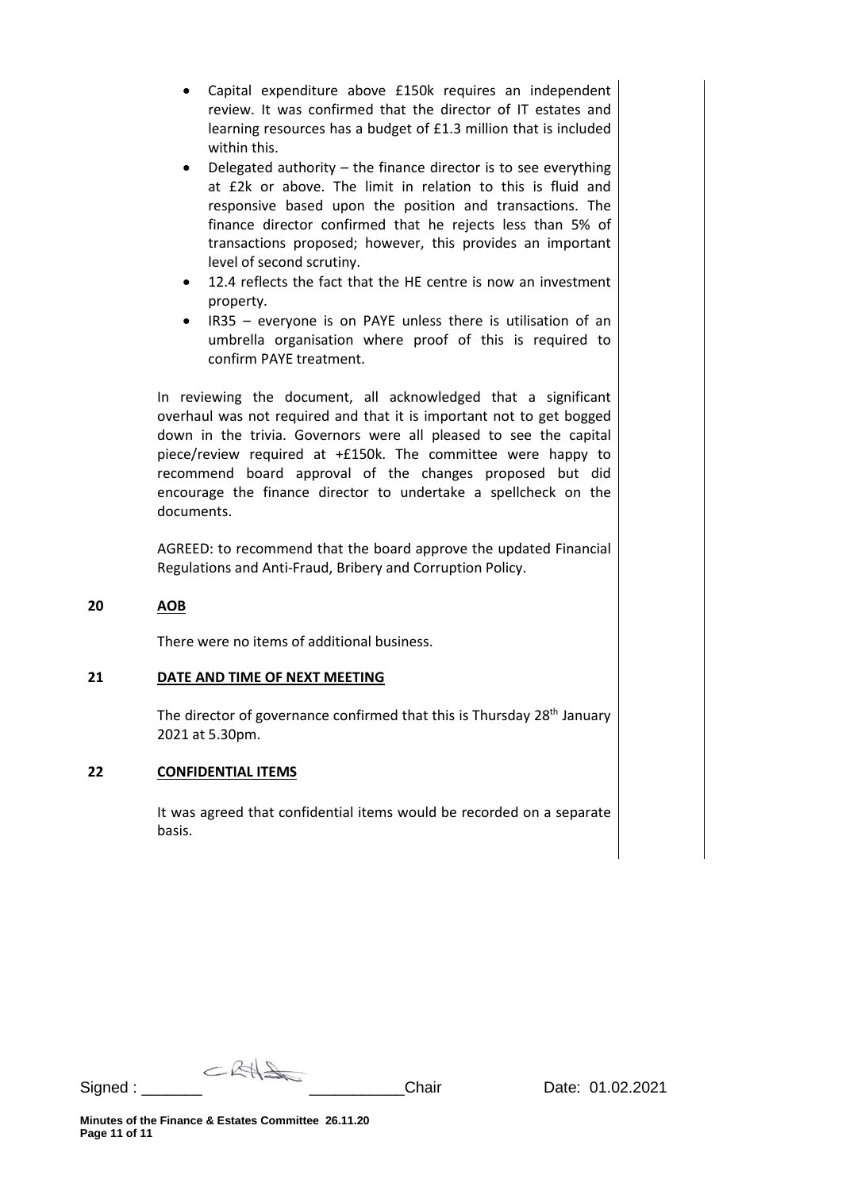- Capital expenditure above £150k requires an independent review. It was confirmed that the director of IT estates and learning resources has a budget of £1.3 million that is included within this.
- Delegated authority – the finance director is to see everything at £2k or above. The limit in relation to this is fluid and responsive based upon the position and transactions. The finance director confirmed that he rejects less than 5% of transactions proposed; however, this provides an important level of second scrutiny.
- 12.4 reflects the fact that the HE centre is now an investment property.
- IR35 – everyone is on PAYE unless there is utilisation of an umbrella organisation where proof of this is required to confirm PAYE treatment.

In reviewing the document, all acknowledged that a significant overhaul was not required and that it is important not to get bogged down in the trivia. Governors were all pleased to see the capital piece/review required at +£150k. The committee were happy to recommend board approval of the changes proposed but did encourage the finance director to undertake a spellcheck on the documents.

AGREED: to recommend that the board approve the updated Financial Regulations and Anti-Fraud, Bribery and Corruption Policy.

## 20 AOB

There were no items of additional business.

## 21 DATE AND TIME OF NEXT MEETING

The director of governance confirmed that this is Thursday 28th January 2021 at 5.30pm.

## 22 CONFIDENTIAL ITEMS

It was agreed that confidential items would be recorded on a separate basis.

Signed : _______ [signature] ___________Chair    Date: 01.02.2021

**Minutes of the Finance & Estates Committee 26.11.20**